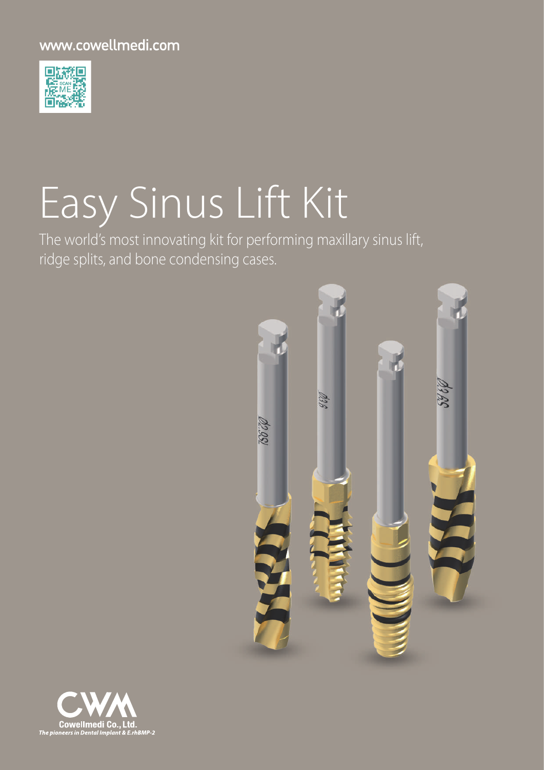www.cowellmedi.com

# Easy Sinus Lift Kit

The world's most innovating kit for performing maxillary sinus lift, ridge splits, and bone condensing cases.

Cowellmedi Co., Ltd.

*The pioneers in Dental Implant & E.rhBMP-2*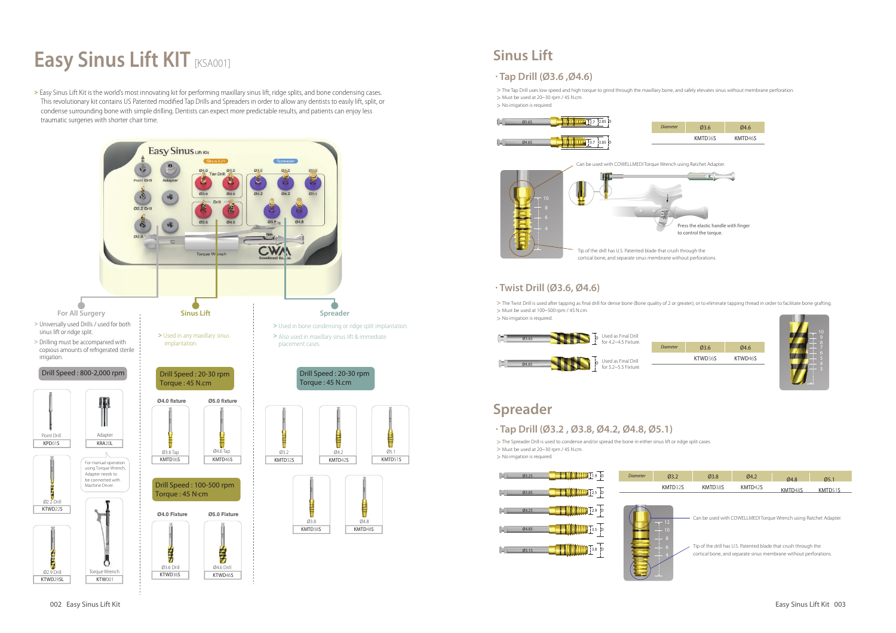# Easy Sinus Lift KIT [KSA001]

> Easy Sinus Lift Kit is the world's most innovating kit for performing maxillary sinus lift, ridge splits, and bone condensing cases. This revolutionary kit contains US Patented modified Tap Drills and Spreaders in order to allow any dentists to easily lift, split, or condense surrounding bone with simple drilling. Dentists can expect more predictable results, and patients can enjoy less traumatic surgeries with shorter chair time.

### For All Surgery

> Universally used Drills / used for both sinus lift or ridge split.

> Drilling must be accompanied with copious amounts of refrigerated sterile irrigation.

Drill Speed : 800-2,000 rpm

- Point Drill — KPD01S
- Adapter — KRA20L
- For manual operation using Torque Wrench, Adapter needs to be connected with Machine Driver.
- Ø2.2 Drill — KTWD22S
- Ø2.9 Drill — KTWD29SL
- Torque Wrench — KTW001

### Sinus Lift

> Used in any maxillary sinus implantation.

Drill Speed : 20-30 rpm
Torque : 45 N.cm

| Ø4.0 fixture | Ø5.0 fixture |
|---|---|
| Ø3.6 Tap — KMTD36S | Ø4.6 Tap — KMTD46S |

Drill Speed : 100-500 rpm
Torque : 45 N·cm

| Ø4.0 Fixture | Ø5.0 Fixture |
|---|---|
| Ø3.6 Drill — KTWD36S | Ø4.6 Drill — KTWD46S |

### Spreader

> Used in bone condensing or ridge split implantation.

> Also used in maxillary sinus lift & immediate placement cases.

Drill Speed : 20-30 rpm
Torque : 45 N.cm

- Ø3.2 — KMTD32S
- Ø4.2 — KMTD42S
- Ø5.1 — KMTD51S
- Ø3.8 — KMTD38S
- Ø4.8 — KMTD48S

# Sinus Lift

## · Tap Drill (Ø3.6 ,Ø4.6)

> The Tap Drill uses low speed and high torque to grind through the maxillary bone, and safely elevates sinus without membrane perforation.

> Must be used at 20~30 rpm / 45 N.cm.

> No irrigation is required.

| Diameter | Ø3.6 | Ø4.6 |
|---|---|---|
| | KMTD36S | KMTD46S |

Can be used with COWELLMEDI Torque Wrench using Ratchet Adapter.

Press the elastic handle with finger to control the torque.

Tip of the drill has U.S. Patented blade that crush through the cortical bone, and separate sinus membrane without perforations.

## · Twist Drill (Ø3.6, Ø4.6)

> The Twist Drill is used after tapping as final drill for dense bone (Bone quality of 2 or greater), or to eliminate tapping thread in order to facilitate bone grafting.

> Must be used at 100~500 rpm / 45 N.cm.

> No irrigation is required.

Ø3.6S — Used as Final Drill for 4.2~4.5 Fixture.

Ø4.6S — Used as Final Drill for 5.2~5.5 Fixture.

| Diameter | Ø3.6 | Ø4.6 |
|---|---|---|
| | KTWD36S | KTWD46S |

# Spreader

## · Tap Drill (Ø3.2 , Ø3.8, Ø4.2, Ø4.8, Ø5.1)

> The Spreader Drill is used to condense and/or spread the bone in either sinus lift or ridge split cases.

> Must be used at 20~30 rpm / 45 N.cm.

> No irrigation is required.

| Diameter | Ø3.2 | Ø3.8 | Ø4.2 | Ø4.8 | Ø5.1 |
|---|---|---|---|---|---|
| | KMTD32S | KMTD38S | KMTD42S | KMTD48S | KMTD51S |

Can be used with COWELLMEDI Torque Wrench using Ratchet Adapter.

Tip of the drill has U.S. Patented blade that crush through the cortical bone, and separate sinus membrane without perforations.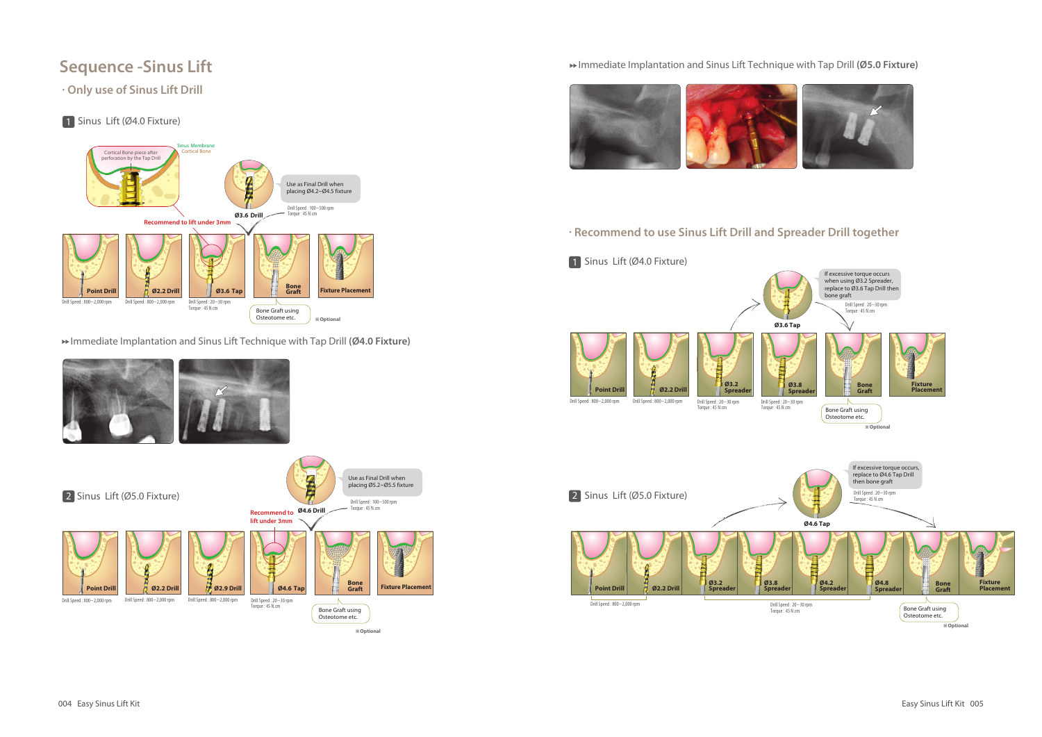# Sequence -Sinus Lift

## · Only use of Sinus Lift Drill

### 1 Sinus Lift (Ø4.0 Fixture)

Cortical Bone piece after perforation by the Tap Drill

Sinus Membrane

Cortical Bone

Use as Final Drill when placing Ø4.2~Ø4.5 fixture

Ø3.6 Drill

Drill Speed : 100~500 rpm
Torque : 45 N.cm

Recommend to lift under 3mm

| Point Drill | Ø2.2 Drill | Ø3.6 Tap | Bone Graft | Fixture Placement |
|---|---|---|---|---|
| Drill Speed : 800~2,000 rpm | Drill Speed : 800~2,000 rpm | Drill Speed : 20~30 rpm<br>Torque : 45 N.cm | Bone Graft using Osteotome etc. | |

※ Optional

▸▸ Immediate Implantation and Sinus Lift Technique with Tap Drill **(Ø4.0 Fixture)**

### 2 Sinus Lift (Ø5.0 Fixture)

Use as Final Drill when placing Ø5.2~Ø5.5 fixture

Ø4.6 Drill

Drill Speed : 100~500 rpm
Torque : 45 N.cm

Recommend to lift under 3mm

| Point Drill | Ø2.2 Drill | Ø2.9 Drill | Ø4.6 Tap | Bone Graft | Fixture Placement |
|---|---|---|---|---|---|
| Drill Speed : 800~2,000 rpm | Drill Speed : 800~2,000 rpm | Drill Speed : 800~2,000 rpm | Drill Speed : 20~30 rpm<br>Torque : 45 N.cm | Bone Graft using Osteotome etc. | |

※ Optional

▸▸ Immediate Implantation and Sinus Lift Technique with Tap Drill **(Ø5.0 Fixture)**

## · Recommend to use Sinus Lift Drill and Spreader Drill together

### 1 Sinus Lift (Ø4.0 Fixture)

Ø3.6 Tap

If excessive torque occurs when using Ø3.2 Spreader, replace to Ø3.6 Tap Drill then bone graft

Drill Speed : 20~30 rpm
Torque : 45 N.cm

| Point Drill | Ø2.2 Drill | Ø3.2 Spreader | Ø3.8 Spreader | Bone Graft | Fixture Placement |
|---|---|---|---|---|---|
| Drill Speed : 800~2,000 rpm | Drill Speed : 800~2,000 rpm | Drill Speed : 20~30 rpm<br>Torque : 45 N.cm | Drill Speed : 20~30 rpm<br>Torque : 45 N.cm | Bone Graft using Osteotome etc. | |

※ Optional

### 2 Sinus Lift (Ø5.0 Fixture)

Ø4.6 Tap

If excessive torque occurs, replace to Ø4.6 Tap Drill then bone graft

Drill Speed : 20~30 rpm
Torque : 45 N.cm

| Point Drill | Ø2.2 Drill | Ø3.2 Spreader | Ø3.8 Spreader | Ø4.2 Spreader | Ø4.8 Spreader | Bone Graft | Fixture Placement |
|---|---|---|---|---|---|---|---|
| Drill Speed : 800~2,000 rpm | | Drill Speed : 20~30 rpm<br>Torque : 45 N.cm | | | | Bone Graft using Osteotome etc. | |

※ Optional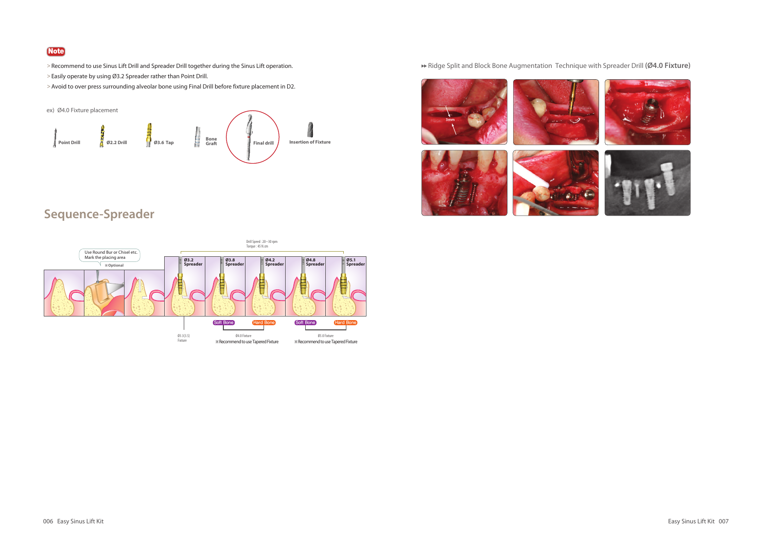**Note**

- Recommend to use Sinus Lift Drill and Spreader Drill together during the Sinus Lift operation.
- Easily operate by using Ø3.2 Spreader rather than Point Drill.
- Avoid to over press surrounding alveolar bone using Final Drill before fixture placement in D2.

ex) Ø4.0 Fixture placement

Point Drill → Ø2.2 Drill → Ø3.6 Tap → Bone Graft → Final drill → Insertion of Fixture

## Sequence-Spreader

Use Round Bur or Chisel etc. Mark the placing area
※Optional

Drill Speed : 20~30 rpm
Torque : 45 N.cm

Ø3.2 Spreader | Ø3.8 Spreader | Ø4.2 Spreader | Ø4.8 Spreader | Ø5.1 Spreader

Soft Bone | Hard Bone | Soft Bone | Hard Bone

Ø3.3(3.5) Fixture

Ø4.0 Fixture
※Recommend to use Tapered Fixture

Ø5.0 Fixture
※Recommend to use Tapered Fixture

▸▸ Ridge Split and Block Bone Augmentation Technique with Spreader Drill **(Ø4.0 Fixture)**

3mm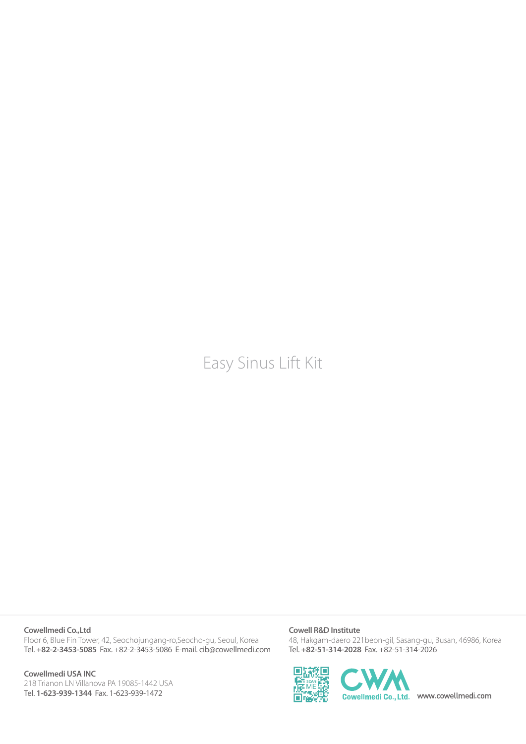Easy Sinus Lift Kit

**Cowellmedi Co.,Ltd**
Floor 6, Blue Fin Tower, 42, Seochojungang-ro,Seocho-gu, Seoul, Korea
Tel. **+82-2-3453-5085** Fax. +82-2-3453-5086 E-mail. cib@cowellmedi.com

**Cowellmedi USA INC**
218 Trianon LN Villanova PA 19085-1442 USA
Tel. **1-623-939-1344** Fax. 1-623-939-1472

**Cowell R&D Institute**
48, Hakgam-daero 221beon-gil, Sasang-gu, Busan, 46986, Korea
Tel. **+82-51-314-2028** Fax. +82-51-314-2026

SCAN ME

CWM
Cowellmedi Co., Ltd.

www.cowellmedi.com